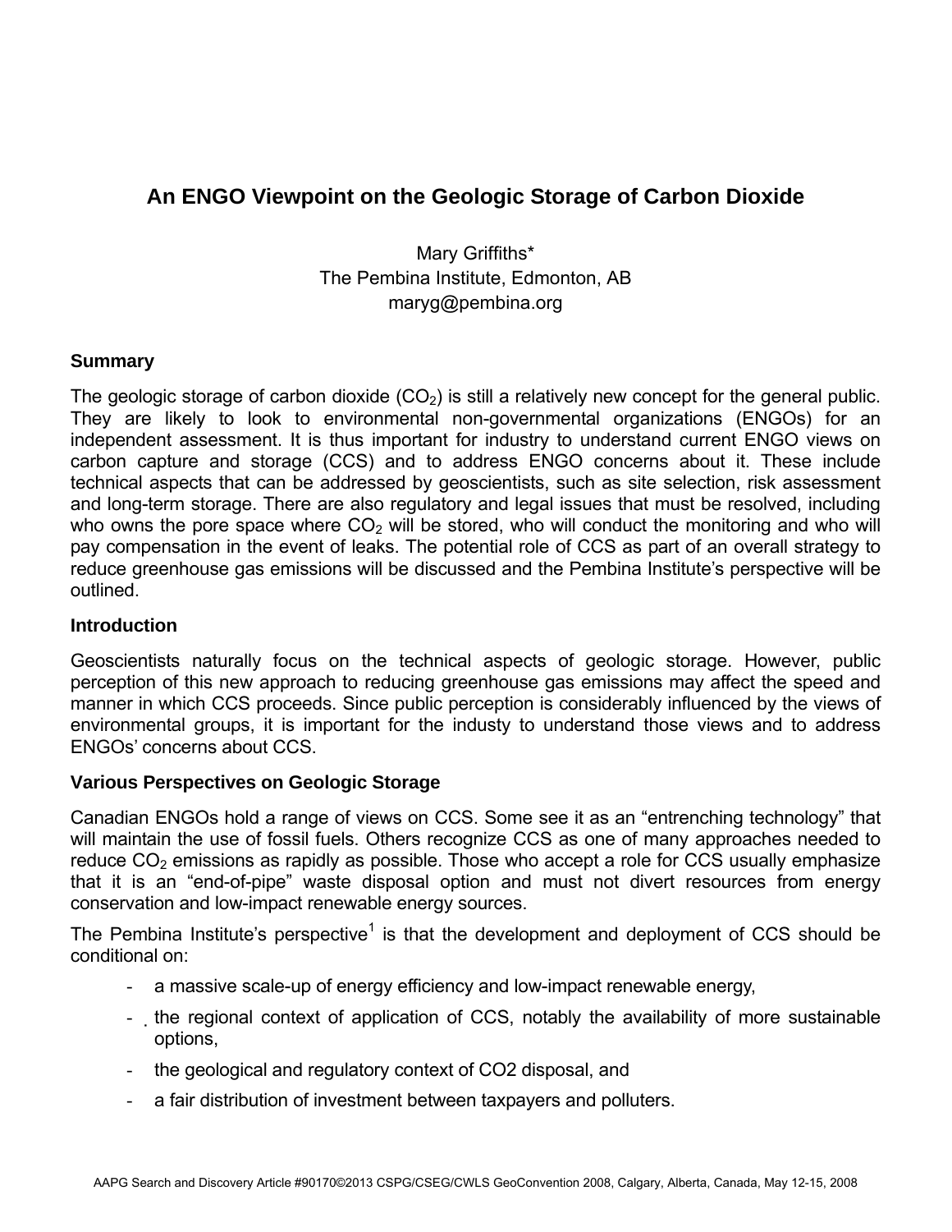# An ENGO Viewpoint on the Geologic Storage of Carbon Dioxide

Mary Griffiths*
The Pembina Institute, Edmonton, AB
maryg@pembina.org

## Summary

The geologic storage of carbon dioxide ($CO_2$) is still a relatively new concept for the general public. They are likely to look to environmental non-governmental organizations (ENGOs) for an independent assessment. It is thus important for industry to understand current ENGO views on carbon capture and storage (CCS) and to address ENGO concerns about it. These include technical aspects that can be addressed by geoscientists, such as site selection, risk assessment and long-term storage. There are also regulatory and legal issues that must be resolved, including who owns the pore space where $CO_2$ will be stored, who will conduct the monitoring and who will pay compensation in the event of leaks. The potential role of CCS as part of an overall strategy to reduce greenhouse gas emissions will be discussed and the Pembina Institute's perspective will be outlined.

## Introduction

Geoscientists naturally focus on the technical aspects of geologic storage. However, public perception of this new approach to reducing greenhouse gas emissions may affect the speed and manner in which CCS proceeds. Since public perception is considerably influenced by the views of environmental groups, it is important for the industy to understand those views and to address ENGOs' concerns about CCS.

## Various Perspectives on Geologic Storage

Canadian ENGOs hold a range of views on CCS. Some see it as an "entrenching technology" that will maintain the use of fossil fuels. Others recognize CCS as one of many approaches needed to reduce $CO_2$ emissions as rapidly as possible. Those who accept a role for CCS usually emphasize that it is an "end-of-pipe" waste disposal option and must not divert resources from energy conservation and low-impact renewable energy sources.

The Pembina Institute's perspective[1] is that the development and deployment of CCS should be conditional on:

- a massive scale-up of energy efficiency and low-impact renewable energy,
- the regional context of application of CCS, notably the availability of more sustainable options,
- the geological and regulatory context of CO2 disposal, and
- a fair distribution of investment between taxpayers and polluters.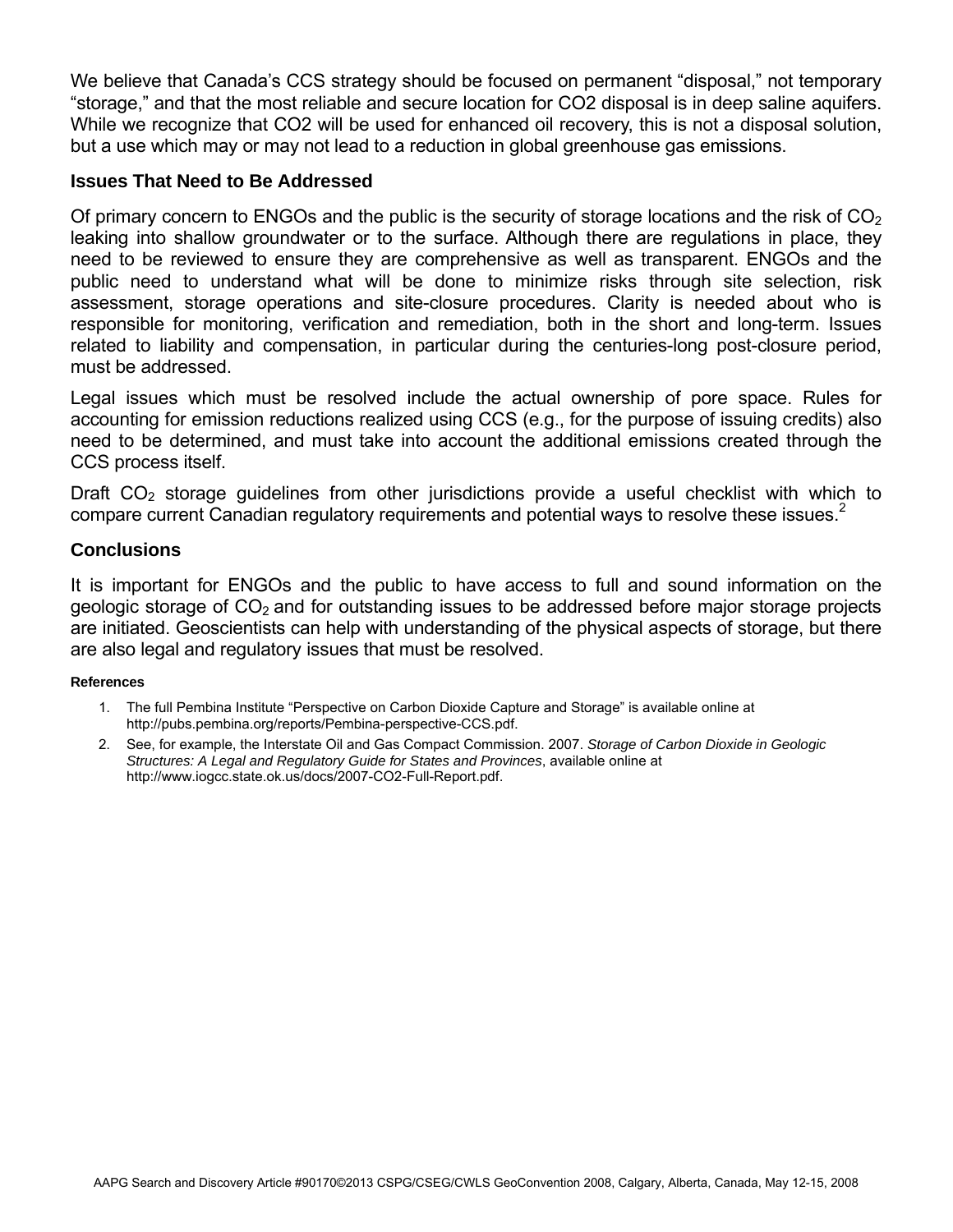We believe that Canada's CCS strategy should be focused on permanent "disposal," not temporary "storage," and that the most reliable and secure location for CO2 disposal is in deep saline aquifers. While we recognize that CO2 will be used for enhanced oil recovery, this is not a disposal solution, but a use which may or may not lead to a reduction in global greenhouse gas emissions.

### Issues That Need to Be Addressed

Of primary concern to ENGOs and the public is the security of storage locations and the risk of $CO_2$ leaking into shallow groundwater or to the surface. Although there are regulations in place, they need to be reviewed to ensure they are comprehensive as well as transparent. ENGOs and the public need to understand what will be done to minimize risks through site selection, risk assessment, storage operations and site-closure procedures. Clarity is needed about who is responsible for monitoring, verification and remediation, both in the short and long-term. Issues related to liability and compensation, in particular during the centuries-long post-closure period, must be addressed.

Legal issues which must be resolved include the actual ownership of pore space. Rules for accounting for emission reductions realized using CCS (e.g., for the purpose of issuing credits) also need to be determined, and must take into account the additional emissions created through the CCS process itself.

Draft $CO_2$ storage guidelines from other jurisdictions provide a useful checklist with which to compare current Canadian regulatory requirements and potential ways to resolve these issues.[2]

### Conclusions

It is important for ENGOs and the public to have access to full and sound information on the geologic storage of $CO_2$ and for outstanding issues to be addressed before major storage projects are initiated. Geoscientists can help with understanding of the physical aspects of storage, but there are also legal and regulatory issues that must be resolved.

#### References

1. The full Pembina Institute "Perspective on Carbon Dioxide Capture and Storage" is available online at http://pubs.pembina.org/reports/Pembina-perspective-CCS.pdf.
2. See, for example, the Interstate Oil and Gas Compact Commission. 2007. *Storage of Carbon Dioxide in Geologic Structures: A Legal and Regulatory Guide for States and Provinces*, available online at http://www.iogcc.state.ok.us/docs/2007-CO2-Full-Report.pdf.